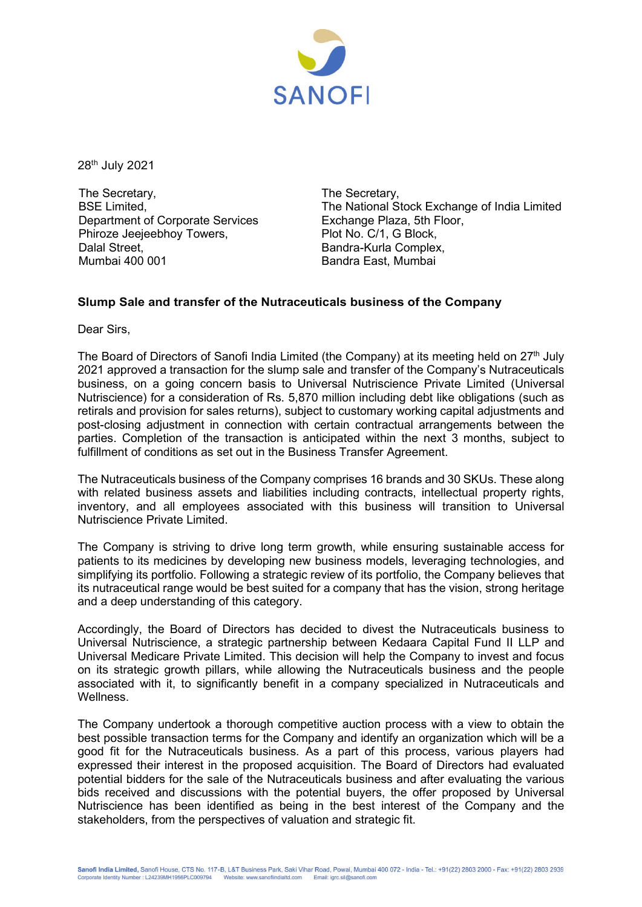SANOFI

28th July 2021

The Secretary,
BSE Limited,
Department of Corporate Services
Phiroze Jeejeebhoy Towers,
Dalal Street,
Mumbai 400 001

The Secretary,
The National Stock Exchange of India Limited
Exchange Plaza, 5th Floor,
Plot No. C/1, G Block,
Bandra-Kurla Complex,
Bandra East, Mumbai

**Slump Sale and transfer of the Nutraceuticals business of the Company**

Dear Sirs,

The Board of Directors of Sanofi India Limited (the Company) at its meeting held on 27th July 2021 approved a transaction for the slump sale and transfer of the Company's Nutraceuticals business, on a going concern basis to Universal Nutriscience Private Limited (Universal Nutriscience) for a consideration of Rs. 5,870 million including debt like obligations (such as retirals and provision for sales returns), subject to customary working capital adjustments and post-closing adjustment in connection with certain contractual arrangements between the parties. Completion of the transaction is anticipated within the next 3 months, subject to fulfillment of conditions as set out in the Business Transfer Agreement.

The Nutraceuticals business of the Company comprises 16 brands and 30 SKUs. These along with related business assets and liabilities including contracts, intellectual property rights, inventory, and all employees associated with this business will transition to Universal Nutriscience Private Limited.

The Company is striving to drive long term growth, while ensuring sustainable access for patients to its medicines by developing new business models, leveraging technologies, and simplifying its portfolio. Following a strategic review of its portfolio, the Company believes that its nutraceutical range would be best suited for a company that has the vision, strong heritage and a deep understanding of this category.

Accordingly, the Board of Directors has decided to divest the Nutraceuticals business to Universal Nutriscience, a strategic partnership between Kedaara Capital Fund II LLP and Universal Medicare Private Limited. This decision will help the Company to invest and focus on its strategic growth pillars, while allowing the Nutraceuticals business and the people associated with it, to significantly benefit in a company specialized in Nutraceuticals and Wellness.

The Company undertook a thorough competitive auction process with a view to obtain the best possible transaction terms for the Company and identify an organization which will be a good fit for the Nutraceuticals business. As a part of this process, various players had expressed their interest in the proposed acquisition. The Board of Directors had evaluated potential bidders for the sale of the Nutraceuticals business and after evaluating the various bids received and discussions with the potential buyers, the offer proposed by Universal Nutriscience has been identified as being in the best interest of the Company and the stakeholders, from the perspectives of valuation and strategic fit.

**Sanofi India Limited,** Sanofi House, CTS No. 117-B, L&T Business Park, Saki Vihar Road, Powai, Mumbai 400 072 - India - Tel.: +91(22) 2803 2000 - Fax: +91(22) 2803 2939
Corporate Identity Number : L24239MH1956PLC009794 Website: www.sanofiindialtd.com Email: igrc.sil@sanofi.com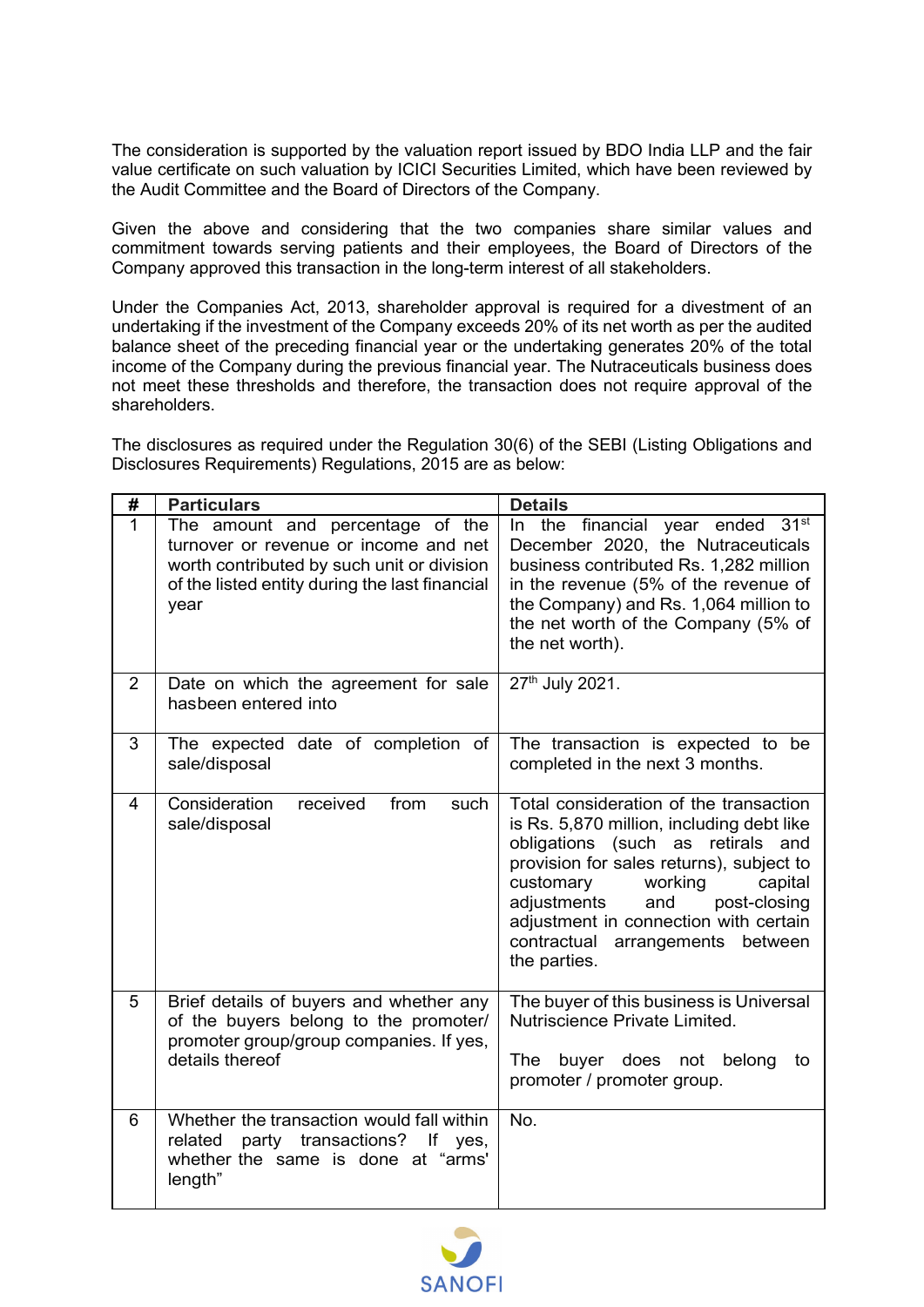The consideration is supported by the valuation report issued by BDO India LLP and the fair value certificate on such valuation by ICICI Securities Limited, which have been reviewed by the Audit Committee and the Board of Directors of the Company.

Given the above and considering that the two companies share similar values and commitment towards serving patients and their employees, the Board of Directors of the Company approved this transaction in the long-term interest of all stakeholders.

Under the Companies Act, 2013, shareholder approval is required for a divestment of an undertaking if the investment of the Company exceeds 20% of its net worth as per the audited balance sheet of the preceding financial year or the undertaking generates 20% of the total income of the Company during the previous financial year. The Nutraceuticals business does not meet these thresholds and therefore, the transaction does not require approval of the shareholders.

The disclosures as required under the Regulation 30(6) of the SEBI (Listing Obligations and Disclosures Requirements) Regulations, 2015 are as below:

| # | Particulars | Details |
|---|---|---|
| 1 | The amount and percentage of the turnover or revenue or income and net worth contributed by such unit or division of the listed entity during the last financial year | In the financial year ended 31st December 2020, the Nutraceuticals business contributed Rs. 1,282 million in the revenue (5% of the revenue of the Company) and Rs. 1,064 million to the net worth of the Company (5% of the net worth). |
| 2 | Date on which the agreement for sale hasbeen entered into | 27th July 2021. |
| 3 | The expected date of completion of sale/disposal | The transaction is expected to be completed in the next 3 months. |
| 4 | Consideration received from such sale/disposal | Total consideration of the transaction is Rs. 5,870 million, including debt like obligations (such as retirals and provision for sales returns), subject to customary working capital adjustments and post-closing adjustment in connection with certain contractual arrangements between the parties. |
| 5 | Brief details of buyers and whether any of the buyers belong to the promoter/ promoter group/group companies. If yes, details thereof | The buyer of this business is Universal Nutriscience Private Limited.<br><br>The buyer does not belong to promoter / promoter group. |
| 6 | Whether the transaction would fall within related party transactions? If yes, whether the same is done at "arms' length" | No. |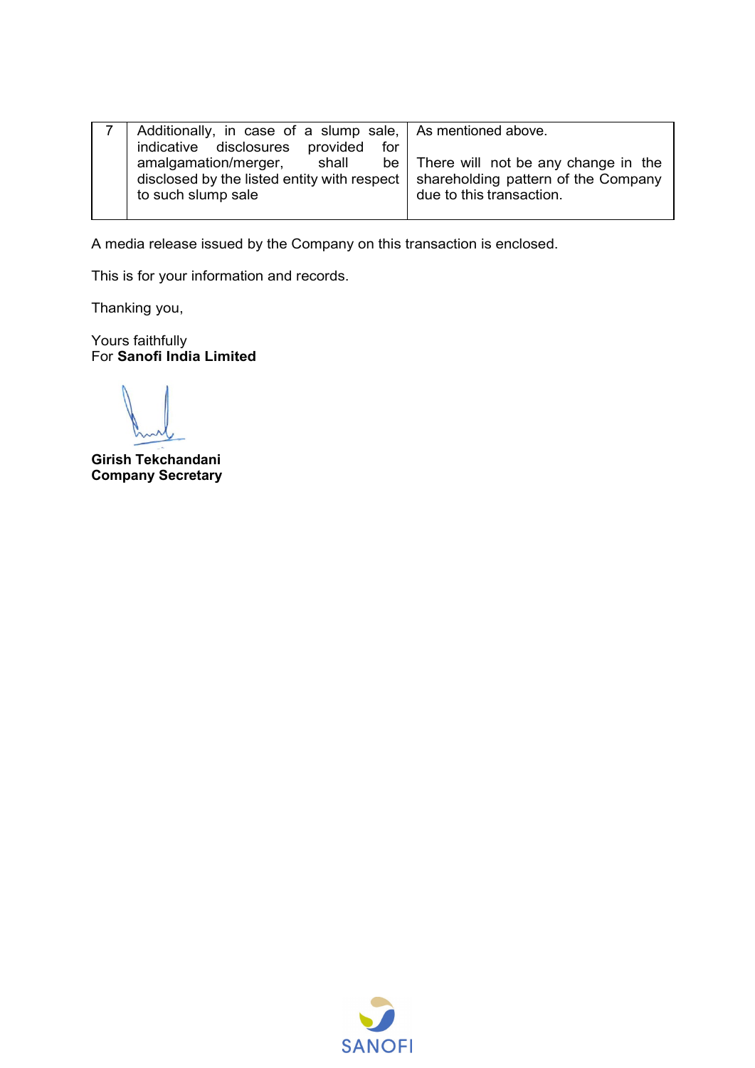| 7 | Additionally, in case of a slump sale, indicative disclosures provided for amalgamation/merger, shall be disclosed by the listed entity with respect to such slump sale | As mentioned above.<br><br>There will not be any change in the shareholding pattern of the Company due to this transaction. |
|---|---|---|

A media release issued by the Company on this transaction is enclosed.

This is for your information and records.

Thanking you,

Yours faithfully
For **Sanofi India Limited**

**Girish Tekchandani**
**Company Secretary**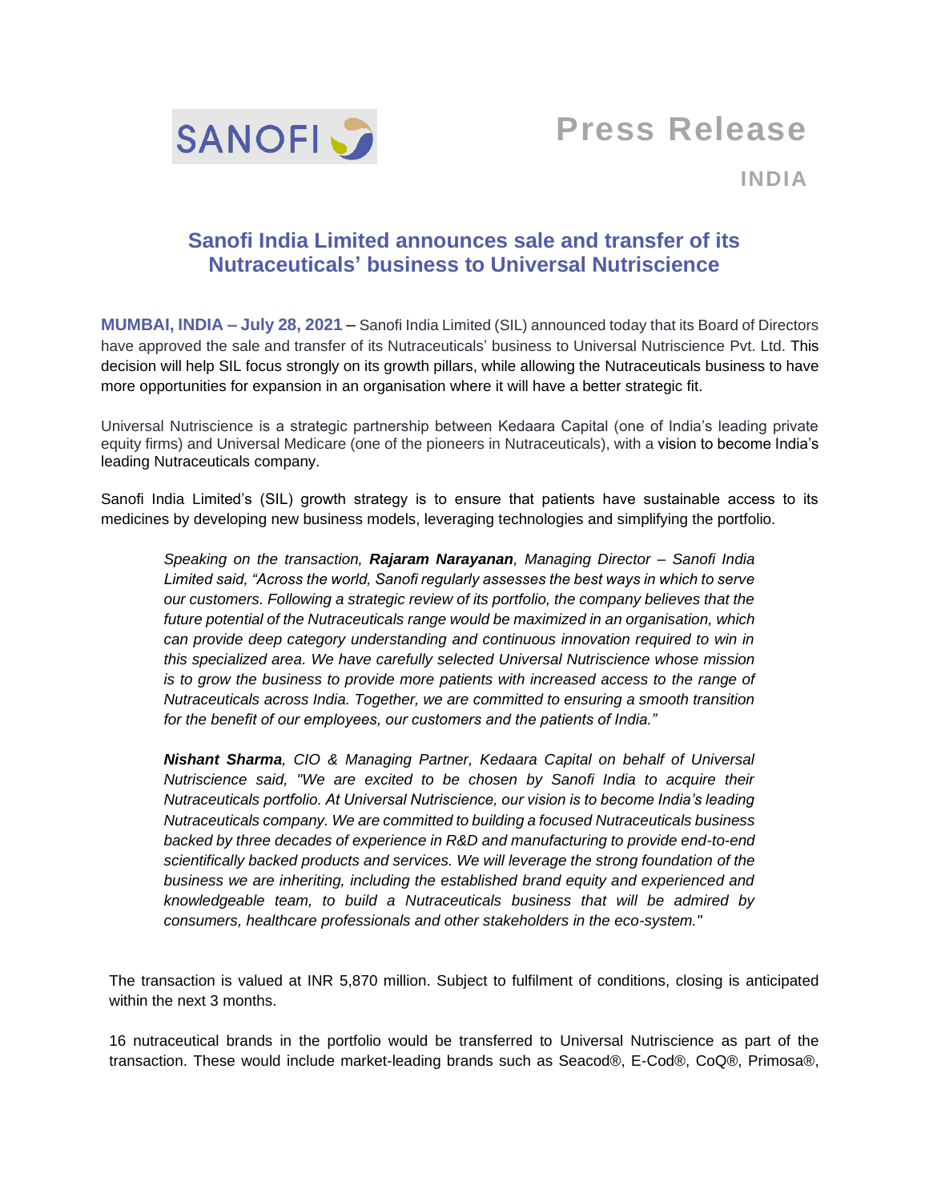**SANOFI**

**Press Release**

**INDIA**

## Sanofi India Limited announces sale and transfer of its Nutraceuticals' business to Universal Nutriscience

**MUMBAI, INDIA – July 28, 2021** – Sanofi India Limited (SIL) announced today that its Board of Directors have approved the sale and transfer of its Nutraceuticals' business to Universal Nutriscience Pvt. Ltd. This decision will help SIL focus strongly on its growth pillars, while allowing the Nutraceuticals business to have more opportunities for expansion in an organisation where it will have a better strategic fit.

Universal Nutriscience is a strategic partnership between Kedaara Capital (one of India's leading private equity firms) and Universal Medicare (one of the pioneers in Nutraceuticals), with a vision to become India's leading Nutraceuticals company.

Sanofi India Limited's (SIL) growth strategy is to ensure that patients have sustainable access to its medicines by developing new business models, leveraging technologies and simplifying the portfolio.

> *Speaking on the transaction,* ***Rajaram Narayanan****, Managing Director – Sanofi India Limited said, "Across the world, Sanofi regularly assesses the best ways in which to serve our customers. Following a strategic review of its portfolio, the company believes that the future potential of the Nutraceuticals range would be maximized in an organisation, which can provide deep category understanding and continuous innovation required to win in this specialized area. We have carefully selected Universal Nutriscience whose mission is to grow the business to provide more patients with increased access to the range of Nutraceuticals across India. Together, we are committed to ensuring a smooth transition for the benefit of our employees, our customers and the patients of India."*
>
> ***Nishant Sharma****, CIO & Managing Partner, Kedaara Capital on behalf of Universal Nutriscience said, "We are excited to be chosen by Sanofi India to acquire their Nutraceuticals portfolio. At Universal Nutriscience, our vision is to become India's leading Nutraceuticals company. We are committed to building a focused Nutraceuticals business backed by three decades of experience in R&D and manufacturing to provide end-to-end scientifically backed products and services. We will leverage the strong foundation of the business we are inheriting, including the established brand equity and experienced and knowledgeable team, to build a Nutraceuticals business that will be admired by consumers, healthcare professionals and other stakeholders in the eco-system."*

The transaction is valued at INR 5,870 million. Subject to fulfilment of conditions, closing is anticipated within the next 3 months.

16 nutraceutical brands in the portfolio would be transferred to Universal Nutriscience as part of the transaction. These would include market-leading brands such as Seacod®, E-Cod®, CoQ®, Primosa®,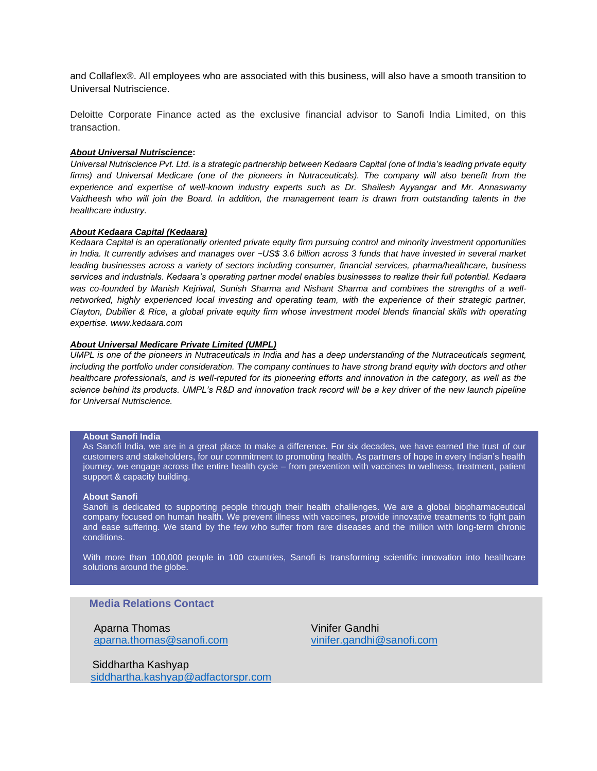and Collaflex®. All employees who are associated with this business, will also have a smooth transition to Universal Nutriscience.

Deloitte Corporate Finance acted as the exclusive financial advisor to Sanofi India Limited, on this transaction.

***About Universal Nutriscience*:**

*Universal Nutriscience Pvt. Ltd. is a strategic partnership between Kedaara Capital (one of India's leading private equity firms) and Universal Medicare (one of the pioneers in Nutraceuticals). The company will also benefit from the experience and expertise of well-known industry experts such as Dr. Shailesh Ayyangar and Mr. Annaswamy Vaidheesh who will join the Board. In addition, the management team is drawn from outstanding talents in the healthcare industry.*

***About Kedaara Capital (Kedaara)***

*Kedaara Capital is an operationally oriented private equity firm pursuing control and minority investment opportunities in India. It currently advises and manages over ~US$ 3.6 billion across 3 funds that have invested in several market leading businesses across a variety of sectors including consumer, financial services, pharma/healthcare, business services and industrials. Kedaara's operating partner model enables businesses to realize their full potential. Kedaara was co-founded by Manish Kejriwal, Sunish Sharma and Nishant Sharma and combines the strengths of a well-networked, highly experienced local investing and operating team, with the experience of their strategic partner, Clayton, Dubilier & Rice, a global private equity firm whose investment model blends financial skills with operating expertise. www.kedaara.com*

***About Universal Medicare Private Limited (UMPL)***

*UMPL is one of the pioneers in Nutraceuticals in India and has a deep understanding of the Nutraceuticals segment, including the portfolio under consideration. The company continues to have strong brand equity with doctors and other healthcare professionals, and is well-reputed for its pioneering efforts and innovation in the category, as well as the science behind its products. UMPL's R&D and innovation track record will be a key driver of the new launch pipeline for Universal Nutriscience.*

**About Sanofi India**

As Sanofi India, we are in a great place to make a difference. For six decades, we have earned the trust of our customers and stakeholders, for our commitment to promoting health. As partners of hope in every Indian's health journey, we engage across the entire health cycle – from prevention with vaccines to wellness, treatment, patient support & capacity building.

**About Sanofi**

Sanofi is dedicated to supporting people through their health challenges. We are a global biopharmaceutical company focused on human health. We prevent illness with vaccines, provide innovative treatments to fight pain and ease suffering. We stand by the few who suffer from rare diseases and the million with long-term chronic conditions.

With more than 100,000 people in 100 countries, Sanofi is transforming scientific innovation into healthcare solutions around the globe.

**Media Relations Contact**

Aparna Thomas
aparna.thomas@sanofi.com

Vinifer Gandhi
vinifer.gandhi@sanofi.com

Siddhartha Kashyap
siddhartha.kashyap@adfactorspr.com